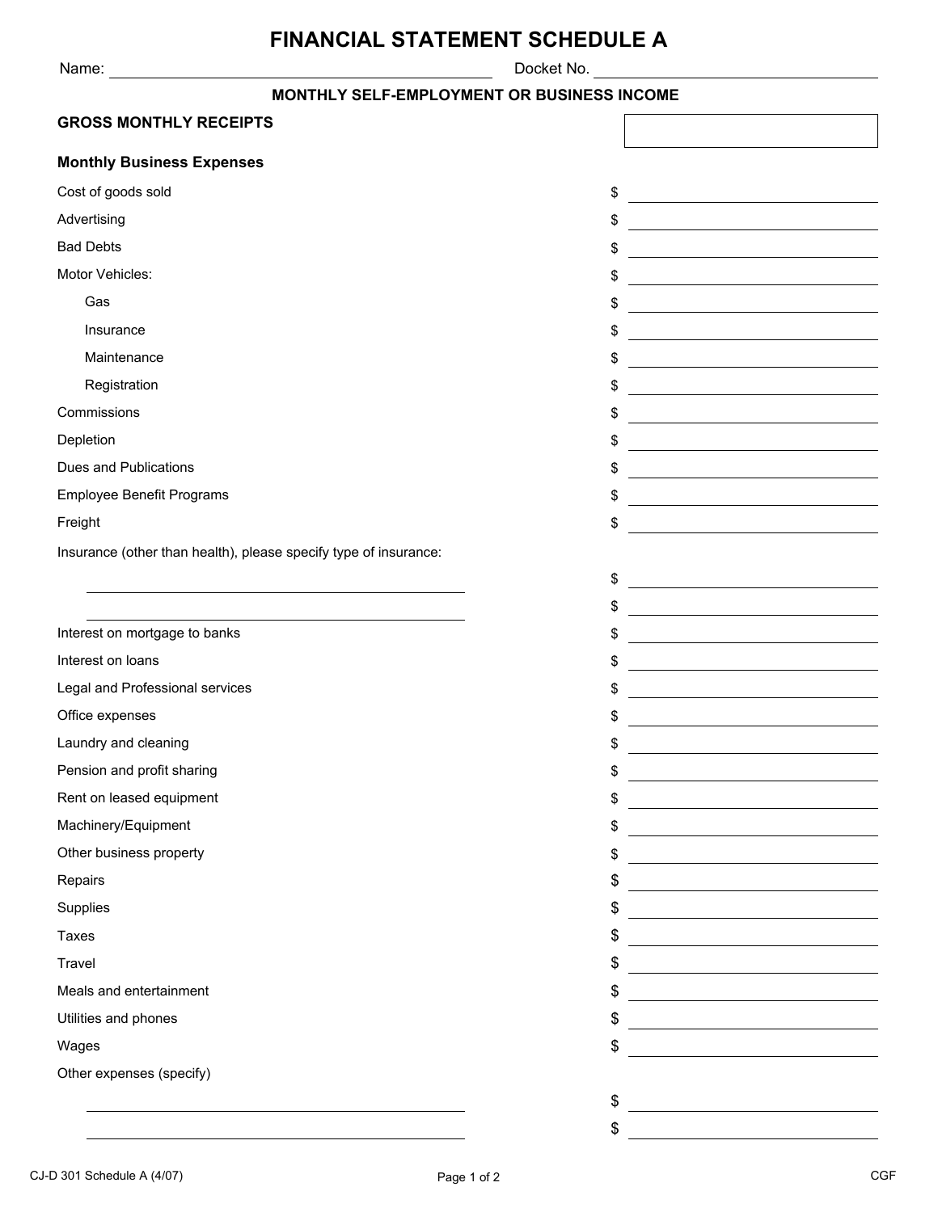# FINANCIAL STATEMENT SCHEDULE A

Name: ______________________ Docket No. ______________________

## MONTHLY SELF-EMPLOYMENT OR BUSINESS INCOME

**GROSS MONTHLY RECEIPTS** ______________________

**Monthly Business Expenses**

| Expense | Amount |
| --- | --- |
| Cost of goods sold | $ |
| Advertising | $ |
| Bad Debts | $ |
| Motor Vehicles: | $ |
| Gas | $ |
| Insurance | $ |
| Maintenance | $ |
| Registration | $ |
| Commissions | $ |
| Depletion | $ |
| Dues and Publications | $ |
| Employee Benefit Programs | $ |
| Freight | $ |
| Insurance (other than health), please specify type of insurance: | |
| ______________________ | $ |
| ______________________ | $ |
| Interest on mortgage to banks | $ |
| Interest on loans | $ |
| Legal and Professional services | $ |
| Office expenses | $ |
| Laundry and cleaning | $ |
| Pension and profit sharing | $ |
| Rent on leased equipment | $ |
| Machinery/Equipment | $ |
| Other business property | $ |
| Repairs | $ |
| Supplies | $ |
| Taxes | $ |
| Travel | $ |
| Meals and entertainment | $ |
| Utilities and phones | $ |
| Wages | $ |
| Other expenses (specify) | |
| ______________________ | $ |
| ______________________ | $ |

CJ-D 301 Schedule A (4/07) CGF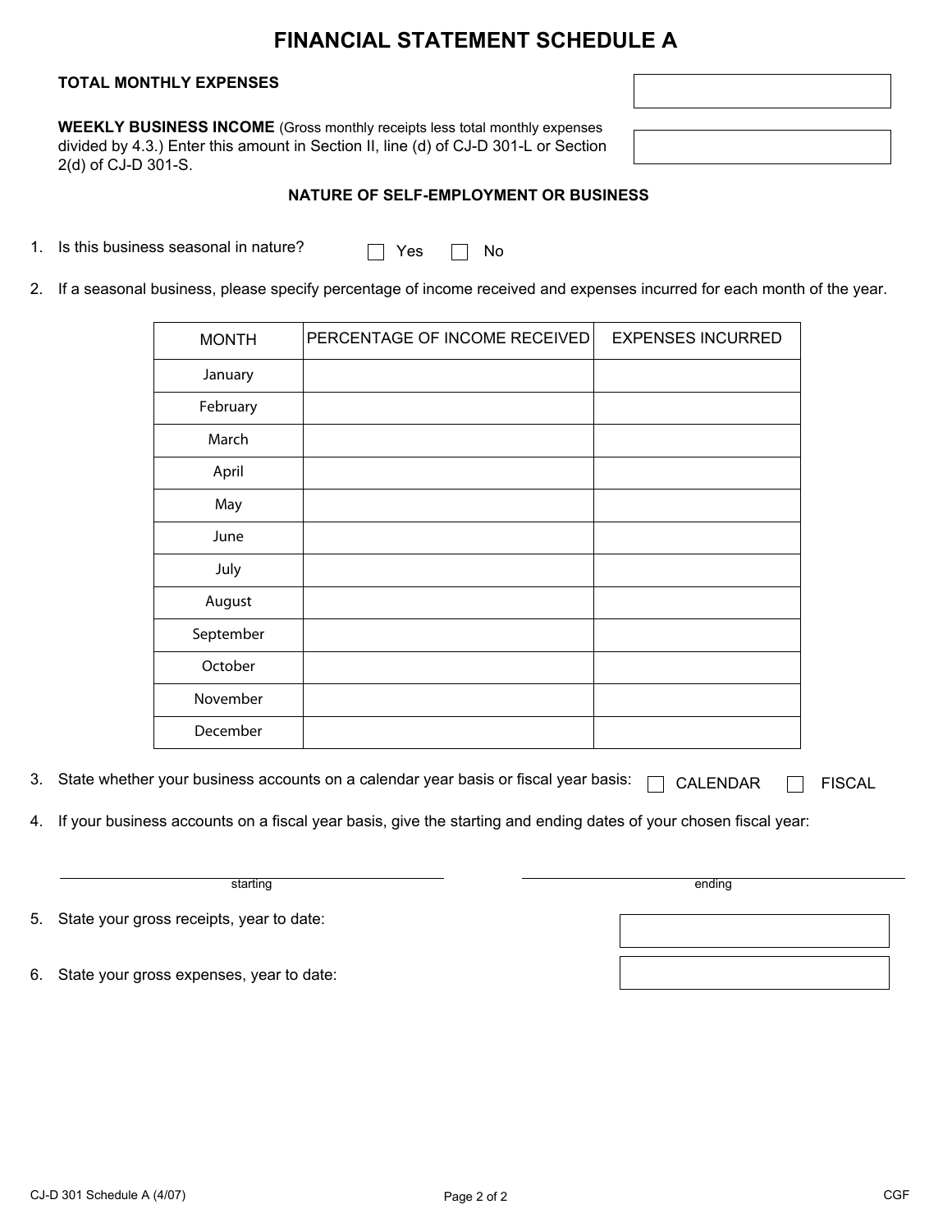# FINANCIAL STATEMENT SCHEDULE A

**TOTAL MONTHLY EXPENSES** ____________________

**WEEKLY BUSINESS INCOME** (Gross monthly receipts less total monthly expenses divided by 4.3.) Enter this amount in Section II, line (d) of CJ-D 301-L or Section 2(d) of CJ-D 301-S. ____________________

### NATURE OF SELF-EMPLOYMENT OR BUSINESS

1. Is this business seasonal in nature? ☐ Yes ☐ No
2. If a seasonal business, please specify percentage of income received and expenses incurred for each month of the year.

| MONTH | PERCENTAGE OF INCOME RECEIVED | EXPENSES INCURRED |
|---|---|---|
| January | | |
| February | | |
| March | | |
| April | | |
| May | | |
| June | | |
| July | | |
| August | | |
| September | | |
| October | | |
| November | | |
| December | | |

3. State whether your business accounts on a calendar year basis or fiscal year basis: ☐ CALENDAR ☐ FISCAL
4. If your business accounts on a fiscal year basis, give the starting and ending dates of your chosen fiscal year:

____________________ starting ____________________ ending

5. State your gross receipts, year to date: ____________________
6. State your gross expenses, year to date: ____________________

CJ-D 301 Schedule A (4/07) CGF